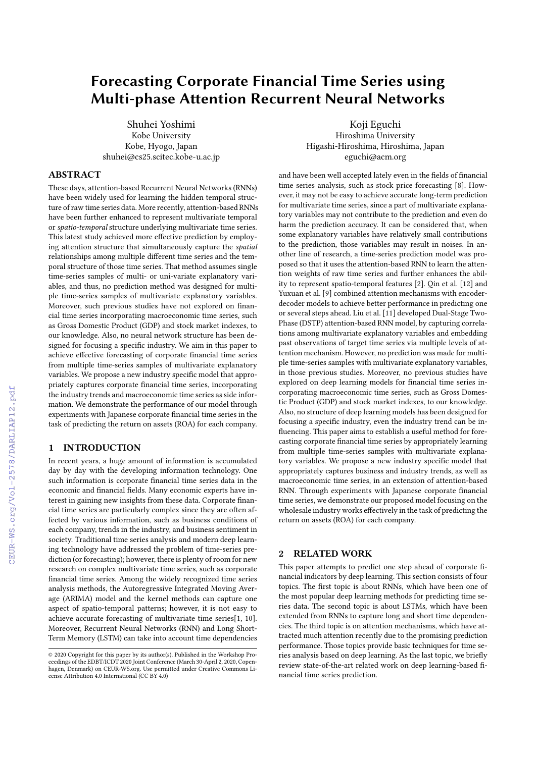# Forecasting Corporate Financial Time Series using Multi-phase Attention Recurrent Neural Networks

Shuhei Yoshimi
Kobe University
Kobe, Hyogo, Japan
shuhei@cs25.scitec.kobe-u.ac.jp

Koji Eguchi
Hiroshima University
Higashi-Hiroshima, Hiroshima, Japan
eguchi@acm.org

## ABSTRACT

These days, attention-based Recurrent Neural Networks (RNNs) have been widely used for learning the hidden temporal structure of raw time series data. More recently, attention-based RNNs have been further enhanced to represent multivariate temporal or *spatio-temporal* structure underlying multivariate time series. This latest study achieved more effective prediction by employing attention structure that simultaneously capture the *spatial* relationships among multiple different time series and the temporal structure of those time series. That method assumes single time-series samples of multi- or uni-variate explanatory variables, and thus, no prediction method was designed for multiple time-series samples of multivariate explanatory variables. Moreover, such previous studies have not explored on financial time series incorporating macroeconomic time series, such as Gross Domestic Product (GDP) and stock market indexes, to our knowledge. Also, no neural network structure has been designed for focusing a specific industry. We aim in this paper to achieve effective forecasting of corporate financial time series from multiple time-series samples of multivariate explanatory variables. We propose a new industry specific model that appropriately captures corporate financial time series, incorporating the industry trends and macroeconomic time series as side information. We demonstrate the performance of our model through experiments with Japanese corporate financial time series in the task of predicting the return on assets (ROA) for each company.

## 1 INTRODUCTION

In recent years, a huge amount of information is accumulated day by day with the developing information technology. One such information is corporate financial time series data in the economic and financial fields. Many economic experts have interest in gaining new insights from these data. Corporate financial time series are particularly complex since they are often affected by various information, such as business conditions of each company, trends in the industry, and business sentiment in society. Traditional time series analysis and modern deep learning technology have addressed the problem of time-series prediction (or forecasting); however, there is plenty of room for new research on complex multivariate time series, such as corporate financial time series. Among the widely recognized time series analysis methods, the Autoregressive Integrated Moving Average (ARIMA) model and the kernel methods can capture one aspect of spatio-temporal patterns; however, it is not easy to achieve accurate forecasting of multivariate time series[1, 10]. Moreover, Recurrent Neural Networks (RNN) and Long Short-Term Memory (LSTM) can take into account time dependencies and have been well accepted lately even in the fields of financial time series analysis, such as stock price forecasting [8]. However, it may not be easy to achieve accurate long-term prediction for multivariate time series, since a part of multivariate explanatory variables may not contribute to the prediction and even do harm the prediction accuracy. It can be considered that, when some explanatory variables have relatively small contributions to the prediction, those variables may result in noises. In another line of research, a time-series prediction model was proposed so that it uses the attention-based RNN to learn the attention weights of raw time series and further enhances the ability to represent spatio-temporal features [2]. Qin et al. [12] and Yuxuan et al. [9] combined attention mechanisms with encoder-decoder models to achieve better performance in predicting one or several steps ahead. Liu et al. [11] developed Dual-Stage Two-Phase (DSTP) attention-based RNN model, by capturing correlations among multivariate explanatory variables and embedding past observations of target time series via multiple levels of attention mechanism. However, no prediction was made for multiple time-series samples with multivariate explanatory variables, in those previous studies. Moreover, no previous studies have explored on deep learning models for financial time series incorporating macroeconomic time series, such as Gross Domestic Product (GDP) and stock market indexes, to our knowledge. Also, no structure of deep learning models has been designed for focusing a specific industry, even the industry trend can be influencing. This paper aims to establish a useful method for forecasting corporate financial time series by appropriately learning from multiple time-series samples with multivariate explanatory variables. We propose a new industry specific model that appropriately captures business and industry trends, as well as macroeconomic time series, in an extension of attention-based RNN. Through experiments with Japanese corporate financial time series, we demonstrate our proposed model focusing on the wholesale industry works effectively in the task of predicting the return on assets (ROA) for each company.

## 2 RELATED WORK

This paper attempts to predict one step ahead of corporate financial indicators by deep learning. This section consists of four topics. The first topic is about RNNs, which have been one of the most popular deep learning methods for predicting time series data. The second topic is about LSTMs, which have been extended from RNNs to capture long and short time dependencies. The third topic is on attention mechanisms, which have attracted much attention recently due to the promising prediction performance. Those topics provide basic techniques for time series analysis based on deep learning. As the last topic, we briefly review state-of-the-art related work on deep learning-based financial time series prediction.

© 2020 Copyright for this paper by its author(s). Published in the Workshop Proceedings of the EDBT/ICDT 2020 Joint Conference (March 30-April 2, 2020, Copenhagen, Denmark) on CEUR-WS.org. Use permitted under Creative Commons License Attribution 4.0 International (CC BY 4.0)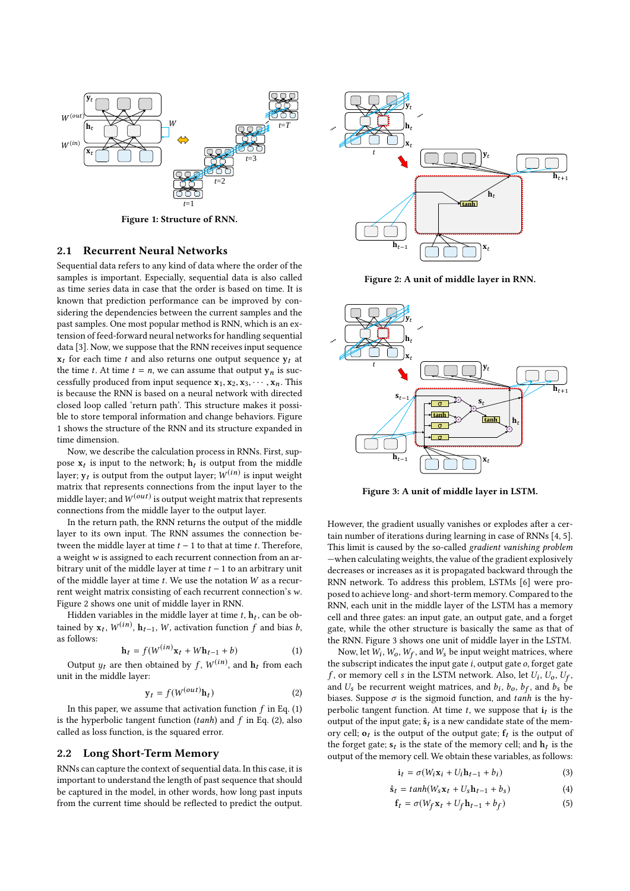Figure 1: Structure of RNN.

## 2.1 Recurrent Neural Networks

Sequential data refers to any kind of data where the order of the samples is important. Especially, sequential data is also called as time series data in case that the order is based on time. It is known that prediction performance can be improved by considering the dependencies between the current samples and the past samples. One most popular method is RNN, which is an extension of feed-forward neural networks for handling sequential data [3]. Now, we suppose that the RNN receives input sequence $\mathbf{x}_t$ for each time $t$ and also returns one output sequence $\mathbf{y}_t$ at the time $t$. At time $t = n$, we can assume that output $\mathbf{y}_n$ is successfully produced from input sequence $\mathbf{x}_1, \mathbf{x}_2, \mathbf{x}_3, \cdots, \mathbf{x}_n$. This is because the RNN is based on a neural network with directed closed loop called 'return path'. This structure makes it possible to store temporal information and change behaviors. Figure 1 shows the structure of the RNN and its structure expanded in time dimension.

Now, we describe the calculation process in RNNs. First, suppose $\mathbf{x}_t$ is input to the network; $\mathbf{h}_t$ is output from the middle layer; $\mathbf{y}_t$ is output from the output layer; $W^{(in)}$ is input weight matrix that represents connections from the input layer to the middle layer; and $W^{(out)}$ is output weight matrix that represents connections from the middle layer to the output layer.

In the return path, the RNN returns the output of the middle layer to its own input. The RNN assumes the connection between the middle layer at time $t-1$ to that at time $t$. Therefore, a weight $w$ is assigned to each recurrent connection from an arbitrary unit of the middle layer at time $t-1$ to an arbitrary unit of the middle layer at time $t$. We use the notation $W$ as a recurrent weight matrix consisting of each recurrent connection's $w$. Figure 2 shows one unit of middle layer in RNN.

Hidden variables in the middle layer at time $t$, $\mathbf{h}_t$, can be obtained by $\mathbf{x}_t$, $W^{(in)}$, $\mathbf{h}_{t-1}$, $W$, activation function $f$ and bias $b$, as follows:

$$\mathbf{h}_t = f(W^{(in)}\mathbf{x}_t + W\mathbf{h}_{t-1} + b) \tag{1}$$

Output $y_t$ are then obtained by $f$, $W^{(in)}$, and $\mathbf{h}_t$ from each unit in the middle layer:

$$\mathbf{y}_t = f(W^{(out)}\mathbf{h}_t) \tag{2}$$

In this paper, we assume that activation function $f$ in Eq. (1) is the hyperbolic tangent function ($tanh$) and $f$ in Eq. (2), also called as loss function, is the squared error.

## 2.2 Long Short-Term Memory

RNNs can capture the context of sequential data. In this case, it is important to understand the length of past sequence that should be captured in the model, in other words, how long past inputs from the current time should be reflected to predict the output.

Figure 2: A unit of middle layer in RNN.

Figure 3: A unit of middle layer in LSTM.

However, the gradient usually vanishes or explodes after a certain number of iterations during learning in case of RNNs [4, 5]. This limit is caused by the so-called *gradient vanishing problem* —when calculating weights, the value of the gradient explosively decreases or increases as it is propagated backward through the RNN network. To address this problem, LSTMs [6] were proposed to achieve long- and short-term memory. Compared to the RNN, each unit in the middle layer of the LSTM has a memory cell and three gates: an input gate, an output gate, and a forget gate, while the other structure is basically the same as that of the RNN. Figure 3 shows one unit of middle layer in the LSTM.

Now, let $W_i$, $W_o$, $W_f$, and $W_s$ be input weight matrices, where the subscript indicates the input gate $i$, output gate $o$, forget gate $f$, or memory cell $s$ in the LSTM network. Also, let $U_i$, $U_o$, $U_f$, and $U_s$ be recurrent weight matrices, and $b_i$, $b_o$, $b_f$, and $b_s$ be biases. Suppose $\sigma$ is the sigmoid function, and $tanh$ is the hyperbolic tangent function. At time $t$, we suppose that $\mathbf{i}_t$ is the output of the input gate; $\hat{\mathbf{s}}_t$ is a new candidate state of the memory cell; $\mathbf{o}_t$ is the output of the output gate; $\mathbf{f}_t$ is the output of the forget gate; $\mathbf{s}_t$ is the state of the memory cell; and $\mathbf{h}_t$ is the output of the memory cell. We obtain these variables, as follows:

$$\mathbf{i}_t = \sigma(W_i\mathbf{x}_i + U_i\mathbf{h}_{t-1} + b_i) \tag{3}$$

$$\hat{\mathbf{s}}_t = tanh(W_s\mathbf{x}_t + U_s\mathbf{h}_{t-1} + b_s) \tag{4}$$

$$\mathbf{f}_t = \sigma(W_f\mathbf{x}_t + U_f\mathbf{h}_{t-1} + b_f) \tag{5}$$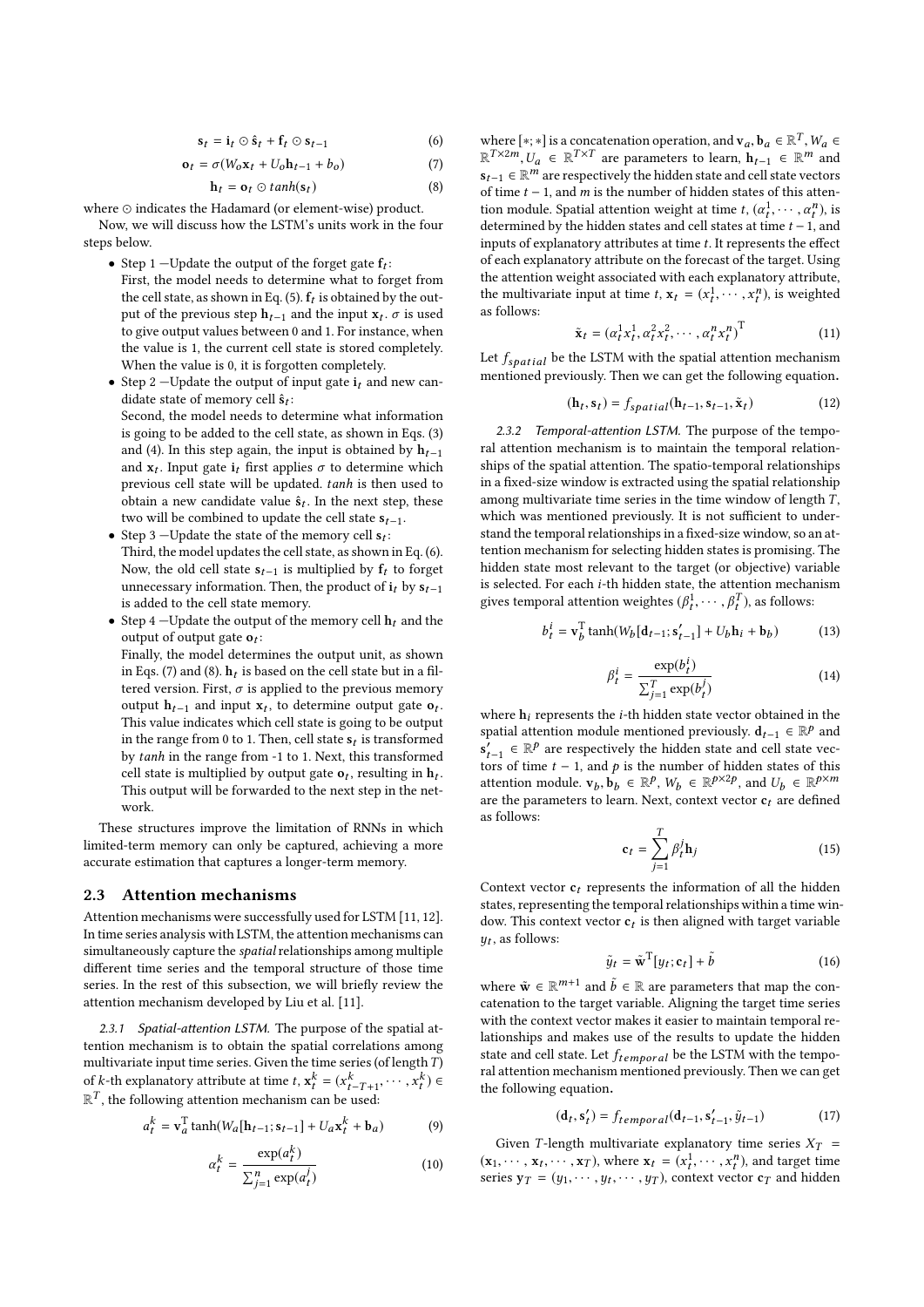$$\mathbf{s}_t = \mathbf{i}_t \odot \hat{\mathbf{s}}_t + \mathbf{f}_t \odot \mathbf{s}_{t-1} \tag{6}$$

$$\mathbf{o}_t = \sigma(W_o \mathbf{x}_t + U_o \mathbf{h}_{t-1} + b_o) \tag{7}$$

$$\mathbf{h}_t = \mathbf{o}_t \odot tanh(\mathbf{s}_t) \tag{8}$$

where $\odot$ indicates the Hadamard (or element-wise) product.

Now, we will discuss how the LSTM's units work in the four steps below.

- Step 1 —Update the output of the forget gate $\mathbf{f}_t$:
  First, the model needs to determine what to forget from the cell state, as shown in Eq. (5). $\mathbf{f}_t$ is obtained by the output of the previous step $\mathbf{h}_{t-1}$ and the input $\mathbf{x}_t$. $\sigma$ is used to give output values between 0 and 1. For instance, when the value is 1, the current cell state is stored completely. When the value is 0, it is forgotten completely.
- Step 2 —Update the output of input gate $\mathbf{i}_t$ and new candidate state of memory cell $\hat{\mathbf{s}}_t$:
  Second, the model needs to determine what information is going to be added to the cell state, as shown in Eqs. (3) and (4). In this step again, the input is obtained by $\mathbf{h}_{t-1}$ and $\mathbf{x}_t$. Input gate $\mathbf{i}_t$ first applies $\sigma$ to determine which previous cell state will be updated. *tanh* is then used to obtain a new candidate value $\hat{\mathbf{s}}_t$. In the next step, these two will be combined to update the cell state $\mathbf{s}_{t-1}$.
- Step 3 —Update the state of the memory cell $\mathbf{s}_t$:
  Third, the model updates the cell state, as shown in Eq. (6). Now, the old cell state $\mathbf{s}_{t-1}$ is multiplied by $\mathbf{f}_t$ to forget unnecessary information. Then, the product of $\mathbf{i}_t$ by $\mathbf{s}_{t-1}$ is added to the cell state memory.
- Step 4 —Update the output of the memory cell $\mathbf{h}_t$ and the output of output gate $\mathbf{o}_t$:
  Finally, the model determines the output unit, as shown in Eqs. (7) and (8). $\mathbf{h}_t$ is based on the cell state but in a filtered version. First, $\sigma$ is applied to the previous memory output $\mathbf{h}_{t-1}$ and input $\mathbf{x}_t$, to determine output gate $\mathbf{o}_t$. This value indicates which cell state is going to be output in the range from 0 to 1. Then, cell state $\mathbf{s}_t$ is transformed by *tanh* in the range from -1 to 1. Next, this transformed cell state is multiplied by output gate $\mathbf{o}_t$, resulting in $\mathbf{h}_t$. This output will be forwarded to the next step in the network.

These structures improve the limitation of RNNs in which limited-term memory can only be captured, achieving a more accurate estimation that captures a longer-term memory.

## 2.3 Attention mechanisms

Attention mechanisms were successfully used for LSTM [11, 12]. In time series analysis with LSTM, the attention mechanisms can simultaneously capture the *spatial* relationships among multiple different time series and the temporal structure of those time series. In the rest of this subsection, we will briefly review the attention mechanism developed by Liu et al. [11].

### 2.3.1 Spatial-attention LSTM.

The purpose of the spatial attention mechanism is to obtain the spatial correlations among multivariate input time series. Given the time series (of length $T$) of $k$-th explanatory attribute at time $t$, $\mathbf{x}^k_t = (x^k_{t-T+1}, \cdots, x^k_t) \in \mathbb{R}^T$, the following attention mechanism can be used:

$$a^k_t = \mathbf{v}_a^{\mathrm{T}} \tanh(W_a[\mathbf{h}_{t-1}; \mathbf{s}_{t-1}] + U_a \mathbf{x}^k_t + \mathbf{b}_a) \tag{9}$$

$$\alpha^k_t = \frac{\exp(a^k_t)}{\sum_{j=1}^{n} \exp(a^j_t)} \tag{10}$$

where $[*;*]$ is a concatenation operation, and $\mathbf{v}_a, \mathbf{b}_a \in \mathbb{R}^T$, $W_a \in \mathbb{R}^{T\times 2m}$, $U_a \in \mathbb{R}^{T\times T}$ are parameters to learn, $\mathbf{h}_{t-1} \in \mathbb{R}^m$ and $\mathbf{s}_{t-1} \in \mathbb{R}^m$ are respectively the hidden state and cell state vectors of time $t-1$, and $m$ is the number of hidden states of this attention module. Spatial attention weight at time $t$, $(\alpha^1_t, \cdots, \alpha^n_t)$, is determined by the hidden states and cell states at time $t-1$, and inputs of explanatory attributes at time $t$. It represents the effect of each explanatory attribute on the forecast of the target. Using the attention weight associated with each explanatory attribute, the multivariate input at time $t$, $\mathbf{x}_t = (x^1_t, \cdots, x^n_t)$, is weighted as follows:

$$\tilde{\mathbf{x}}_t = (\alpha^1_t x^1_t, \alpha^2_t x^2_t, \cdots, \alpha^n_t x^n_t)^{\mathrm{T}} \tag{11}$$

Let $f_{spatial}$ be the LSTM with the spatial attention mechanism mentioned previously. Then we can get the following equation.

$$(\mathbf{h}_t, \mathbf{s}_t) = f_{spatial}(\mathbf{h}_{t-1}, \mathbf{s}_{t-1}, \tilde{\mathbf{x}}_t) \tag{12}$$

### 2.3.2 Temporal-attention LSTM.

The purpose of the temporal attention mechanism is to maintain the temporal relationships of the spatial attention. The spatio-temporal relationships in a fixed-size window is extracted using the spatial relationship among multivariate time series in the time window of length $T$, which was mentioned previously. It is not sufficient to understand the temporal relationships in a fixed-size window, so an attention mechanism for selecting hidden states is promising. The hidden state most relevant to the target (or objective) variable is selected. For each $i$-th hidden state, the attention mechanism gives temporal attention weightes $(\beta^1_t, \cdots, \beta^T_t)$, as follows:

$$b^i_t = \mathbf{v}_b^{\mathrm{T}} \tanh(W_b[\mathbf{d}_{t-1}; \mathbf{s}'_{t-1}] + U_b \mathbf{h}_i + \mathbf{b}_b) \tag{13}$$

$$\beta^i_t = \frac{\exp(b^i_t)}{\sum_{j=1}^{T} \exp(b^j_t)} \tag{14}$$

where $\mathbf{h}_i$ represents the $i$-th hidden state vector obtained in the spatial attention module mentioned previously. $\mathbf{d}_{t-1} \in \mathbb{R}^p$ and $\mathbf{s}'_{t-1} \in \mathbb{R}^p$ are respectively the hidden state and cell state vectors of time $t-1$, and $p$ is the number of hidden states of this attention module. $\mathbf{v}_b, \mathbf{b}_b \in \mathbb{R}^p$, $W_b \in \mathbb{R}^{p\times 2p}$, and $U_b \in \mathbb{R}^{p\times m}$ are the parameters to learn. Next, context vector $\mathbf{c}_t$ are defined as follows:

$$\mathbf{c}_t = \sum_{j=1}^{T} \beta^j_t \mathbf{h}_j \tag{15}$$

Context vector $\mathbf{c}_t$ represents the information of all the hidden states, representing the temporal relationships within a time window. This context vector $\mathbf{c}_t$ is then aligned with target variable $y_t$, as follows:

$$\tilde{y}_t = \tilde{\mathbf{w}}^{\mathrm{T}}[y_t; \mathbf{c}_t] + \tilde{b} \tag{16}$$

where $\tilde{\mathbf{w}} \in \mathbb{R}^{m+1}$ and $\tilde{b} \in \mathbb{R}$ are parameters that map the concatenation to the target variable. Aligning the target time series with the context vector makes it easier to maintain temporal relationships and makes use of the results to update the hidden state and cell state. Let $f_{temporal}$ be the LSTM with the temporal attention mechanism mentioned previously. Then we can get the following equation.

$$(\mathbf{d}_t, \mathbf{s}'_t) = f_{temporal}(\mathbf{d}_{t-1}, \mathbf{s}'_{t-1}, \tilde{y}_{t-1}) \tag{17}$$

Given $T$-length multivariate explanatory time series $X_T = (\mathbf{x}_1, \cdots, \mathbf{x}_t, \cdots, \mathbf{x}_T)$, where $\mathbf{x}_t = (x^1_t, \cdots, x^n_t)$, and target time series $\mathbf{y}_T = (y_1, \cdots, y_t, \cdots, y_T)$, context vector $\mathbf{c}_T$ and hidden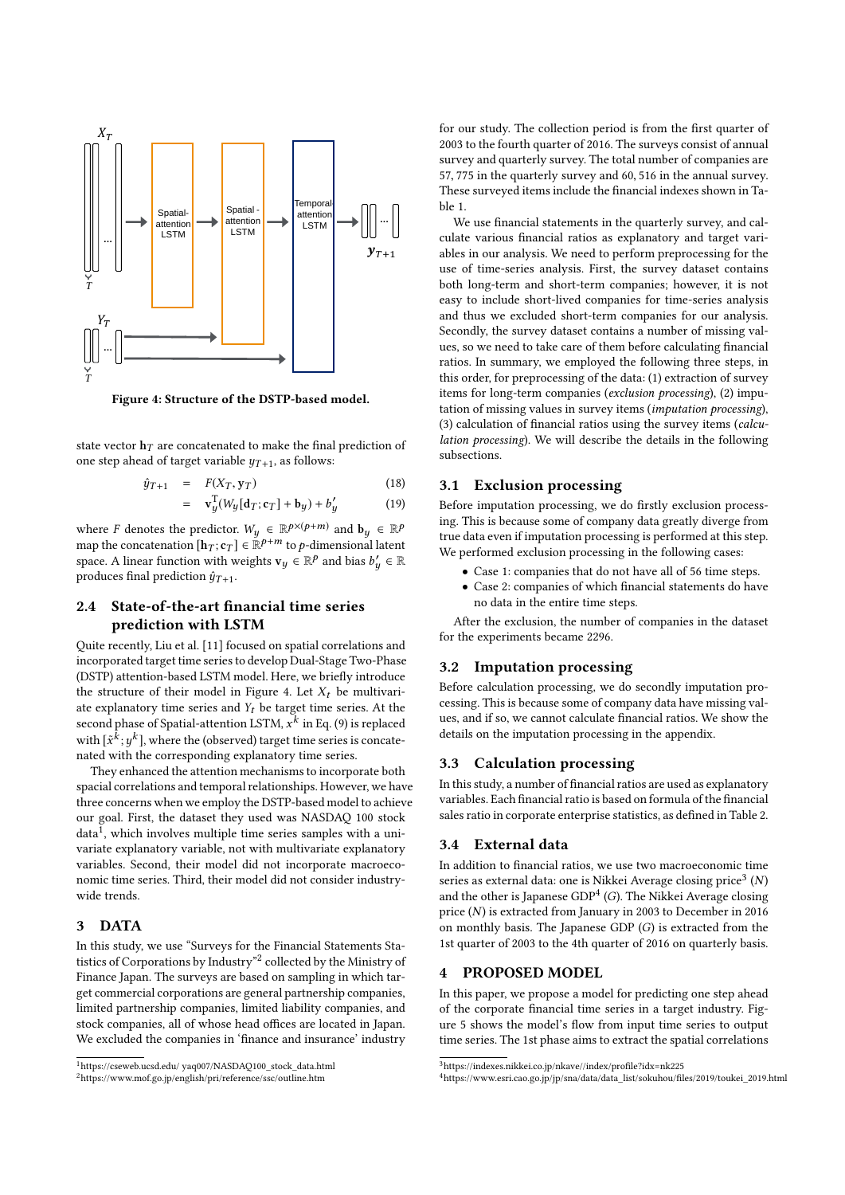Figure 4: Structure of the DSTP-based model.

state vector $\mathbf{h}_T$ are concatenated to make the final prediction of one step ahead of target variable $y_{T+1}$, as follows:

$$
\begin{aligned}
\hat{y}_{T+1} &= F(X_T, \mathbf{y}_T) && (18) \\
&= \mathbf{v}_y^{\mathrm{T}}(W_y[\mathbf{d}_T; \mathbf{c}_T] + \mathbf{b}_y) + b'_y && (19)
\end{aligned}
$$

where $F$ denotes the predictor. $W_y \in \mathbb{R}^{p \times (p+m)}$ and $\mathbf{b}_y \in \mathbb{R}^p$ map the concatenation $[\mathbf{h}_T; \mathbf{c}_T] \in \mathbb{R}^{p+m}$ to $p$-dimensional latent space. A linear function with weights $\mathbf{v}_y \in \mathbb{R}^p$ and bias $b'_y \in \mathbb{R}$ produces final prediction $\hat{y}_{T+1}$.

## 2.4 State-of-the-art financial time series prediction with LSTM

Quite recently, Liu et al. [11] focused on spatial correlations and incorporated target time series to develop Dual-Stage Two-Phase (DSTP) attention-based LSTM model. Here, we briefly introduce the structure of their model in Figure 4. Let $X_t$ be multivariate explanatory time series and $Y_t$ be target time series. At the second phase of Spatial-attention LSTM, $x^k$ in Eq. (9) is replaced with $[\tilde{x}^k; y^k]$, where the (observed) target time series is concatenated with the corresponding explanatory time series.

They enhanced the attention mechanisms to incorporate both spacial correlations and temporal relationships. However, we have three concerns when we employ the DSTP-based model to achieve our goal. First, the dataset they used was NASDAQ 100 stock data[1], which involves multiple time series samples with a univariate explanatory variable, not with multivariate explanatory variables. Second, their model did not incorporate macroeconomic time series. Third, their model did not consider industry-wide trends.

# 3 DATA

In this study, we use "Surveys for the Financial Statements Statistics of Corporations by Industry"[2] collected by the Ministry of Finance Japan. The surveys are based on sampling in which target commercial corporations are general partnership companies, limited partnership companies, limited liability companies, and stock companies, all of whose head offices are located in Japan. We excluded the companies in 'finance and insurance' industry for our study. The collection period is from the first quarter of 2003 to the fourth quarter of 2016. The surveys consist of annual survey and quarterly survey. The total number of companies are 57, 775 in the quarterly survey and 60, 516 in the annual survey. These surveyed items include the financial indexes shown in Table 1.

We use financial statements in the quarterly survey, and calculate various financial ratios as explanatory and target variables in our analysis. We need to perform preprocessing for the use of time-series analysis. First, the survey dataset contains both long-term and short-term companies; however, it is not easy to include short-lived companies for time-series analysis and thus we excluded short-term companies for our analysis. Secondly, the survey dataset contains a number of missing values, so we need to take care of them before calculating financial ratios. In summary, we employed the following three steps, in this order, for preprocessing of the data: (1) extraction of survey items for long-term companies (*exclusion processing*), (2) imputation of missing values in survey items (*imputation processing*), (3) calculation of financial ratios using the survey items (*calculation processing*). We will describe the details in the following subsections.

## 3.1 Exclusion processing

Before imputation processing, we do firstly exclusion processing. This is because some of company data greatly diverge from true data even if imputation processing is performed at this step. We performed exclusion processing in the following cases:

- Case 1: companies that do not have all of 56 time steps.
- Case 2: companies of which financial statements do have no data in the entire time steps.

After the exclusion, the number of companies in the dataset for the experiments became 2296.

## 3.2 Imputation processing

Before calculation processing, we do secondly imputation processing. This is because some of company data have missing values, and if so, we cannot calculate financial ratios. We show the details on the imputation processing in the appendix.

## 3.3 Calculation processing

In this study, a number of financial ratios are used as explanatory variables. Each financial ratio is based on formula of the financial sales ratio in corporate enterprise statistics, as defined in Table 2.

## 3.4 External data

In addition to financial ratios, we use two macroeconomic time series as external data: one is Nikkei Average closing price[3] ($N$) and the other is Japanese GDP[4] ($G$). The Nikkei Average closing price ($N$) is extracted from January in 2003 to December in 2016 on monthly basis. The Japanese GDP ($G$) is extracted from the 1st quarter of 2003 to the 4th quarter of 2016 on quarterly basis.

# 4 PROPOSED MODEL

In this paper, we propose a model for predicting one step ahead of the corporate financial time series in a target industry. Figure 5 shows the model's flow from input time series to output time series. The 1st phase aims to extract the spatial correlations

[1]https://cseweb.ucsd.edu/ yaq007/NASDAQ100_stock_data.html

[2]https://www.mof.go.jp/english/pri/reference/ssc/outline.htm

[3]https://indexes.nikkei.co.jp/nkave//index/profile?idx=nk225

[4]https://www.esri.cao.go.jp/jp/sna/data/data_list/sokuhou/files/2019/toukei_2019.html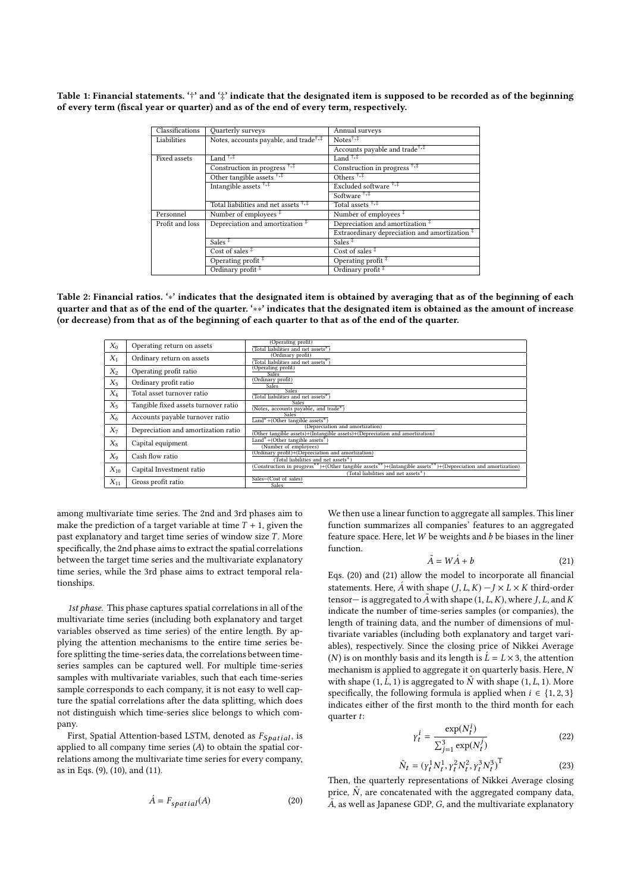**Table 1: Financial statements. '†' and '‡' indicate that the designated item is supposed to be recorded as of the beginning of every term (fiscal year or quarter) and as of the end of every term, respectively.**

| Classifications | Quarterly surveys | Annual surveys |
|---|---|---|
| Liabilities | Notes, accounts payable, and trade$^{†,‡}$ | Notes$^{†,‡}$ |
| | | Accounts payable and trade$^{†,‡}$ |
| Fixed assets | Land $^{†,‡}$ | Land $^{†,‡}$ |
| | Construction in progress $^{†,‡}$ | Construction in progress $^{†,‡}$ |
| | Other tangible assets $^{†,‡}$ | Others $^{†,‡}$ |
| | Intangible assets $^{†,‡}$ | Excluded software $^{†,‡}$ |
| | | Software $^{†,‡}$ |
| | Total liabilities and net assets $^{†,‡}$ | Total assets $^{†,‡}$ |
| Personnel | Number of employees $^{‡}$ | Number of employees $^{‡}$ |
| Profit and loss | Depreciation and amortization $^{‡}$ | Depreciation and amortization $^{‡}$ |
| | | Extraordinary depreciation and amortization $^{‡}$ |
| | Sales $^{‡}$ | Sales $^{‡}$ |
| | Cost of sales $^{‡}$ | Cost of sales $^{‡}$ |
| | Operating profit $^{‡}$ | Operating profit $^{‡}$ |
| | Ordinary profit $^{‡}$ | Ordinary profit $^{‡}$ |

**Table 2: Financial ratios. '$*$' indicates that the designated item is obtained by averaging that as of the beginning of each quarter and that as of the end of the quarter. '$**$' indicates that the designated item is obtained as the amount of increase (or decrease) from that as of the beginning of each quarter to that as of the end of the quarter.**

| | | |
|---|---|---|
| $X_0$ | Operating return on assets | $\frac{\text{(Operating profit)}}{\text{(Total liabilities and net assets}^*\text{)}}$ |
| $X_1$ | Ordinary return on assets | $\frac{\text{(Ordinary profit)}}{\text{(Total liabilities and net assets}^*\text{)}}$ |
| $X_2$ | Operating profit ratio | $\frac{\text{(Operating profit)}}{\text{Sales}}$ |
| $X_3$ | Ordinary profit ratio | $\frac{\text{(Ordinary profit)}}{\text{Sales}}$ |
| $X_4$ | Total asset turnover ratio | $\frac{\text{Sales}}{\text{(Total liabilities and net assets}^*\text{)}}$ |
| $X_5$ | Tangible fixed assets turnover ratio | $\frac{\text{Sales}}{\text{(Notes, accounts payable, and trade}^*\text{)}}$ |
| $X_6$ | Accounts payable turnover ratio | $\frac{\text{Sales}}{\text{Land}^*\text{+(Other tangible assets}^*\text{)}}$ |
| $X_7$ | Depreciation and amortization ratio | $\frac{\text{(Depreciation and amortization)}}{\text{(Other tangible assets)+(Intangible assets)+(Depreciation and amortization)}}$ |
| $X_8$ | Capital equipment | $\frac{\text{Land}^*\text{+(Other tangible assets}^*\text{)}}{\text{(Number of employees)}}$ |
| $X_9$ | Cash flow ratio | $\frac{\text{(Ordinary profit)+(Depreciation and amortization)}}{\text{(Total liabilities and net assets}^*\text{)}}$ |
| $X_{10}$ | Capital Investment ratio | $\frac{\text{(Construction in progress}^{**}\text{)+(Other tangible assets}^{**}\text{)+(Intangible assets}^{**}\text{)+(Depreciation and amortization)}}{\text{(Total liabilities and net assets}^*\text{)}}$ |
| $X_{11}$ | Gross profit ratio | $\frac{\text{Sales}-\text{(Cost of sales)}}{\text{Sales}}$ |

among multivariate time series. The 2nd and 3rd phases aim to make the prediction of a target variable at time $T+1$, given the past explanatory and target time series of window size $T$. More specifically, the 2nd phase aims to extract the spatial correlations between the target time series and the multivariate explanatory time series, while the 3rd phase aims to extract temporal relationships.

*1st phase.* This phase captures spatial correlations in all of the multivariate time series (including both explanatory and target variables observed as time series) of the entire length. By applying the attention mechanisms to the entire time series before splitting the time-series data, the correlations between time-series samples can be captured well. For multiple time-series samples with multivariate variables, such that each time-series sample corresponds to each company, it is not easy to well capture the spatial correlations after the data splitting, which does not distinguish which time-series slice belongs to which company.

First, Spatial Attention-based LSTM, denoted as $F_{Spatial}$, is applied to all company time series ($A$) to obtain the spatial correlations among the multivariate time series for every company, as in Eqs. (9), (10), and (11).

$$\acute{A} = F_{spatial}(A) \tag{20}$$

We then use a linear function to aggregate all samples. This liner function summarizes all companies' features to an aggregated feature space. Here, let $W$ be weights and $b$ be biases in the liner function.

$$\tilde{A} = W\acute{A} + b \tag{21}$$

Eqs. (20) and (21) allow the model to incorporate all financial statements. Here, $\acute{A}$ with shape $(J, L, K)$ $-J \times L \times K$ third-order tensor— is aggregated to $\tilde{A}$ with shape $(1, L, K)$, where $J$, $L$, and $K$ indicate the number of time-series samples (or companies), the length of training data, and the number of dimensions of multivariate variables (including both explanatory and target variables), respectively. Since the closing price of Nikkei Average ($N$) is on monthly basis and its length is $\acute{L} = L \times 3$, the attention mechanism is applied to aggregate it on quarterly basis. Here, $N$ with shape $(1, \acute{L}, 1)$ is aggregated to $\tilde{N}$ with shape $(1, L, 1)$. More specifically, the following formula is applied when $i \in \{1, 2, 3\}$ indicates either of the first month to the third month for each quarter $t$:

$$\gamma_t^i = \frac{\exp(N_t^i)}{\sum_{j=1}^{3} \exp(N_t^j)} \tag{22}$$

$$\tilde{N}_t = (\gamma_t^1 N_t^1, \gamma_t^2 N_t^2, \gamma_t^3 N_t^3)^{\mathrm{T}} \tag{23}$$

Then, the quarterly representations of Nikkei Average closing price, $\tilde{N}$, are concatenated with the aggregated company data, $\tilde{A}$, as well as Japanese GDP, $G$, and the multivariate explanatory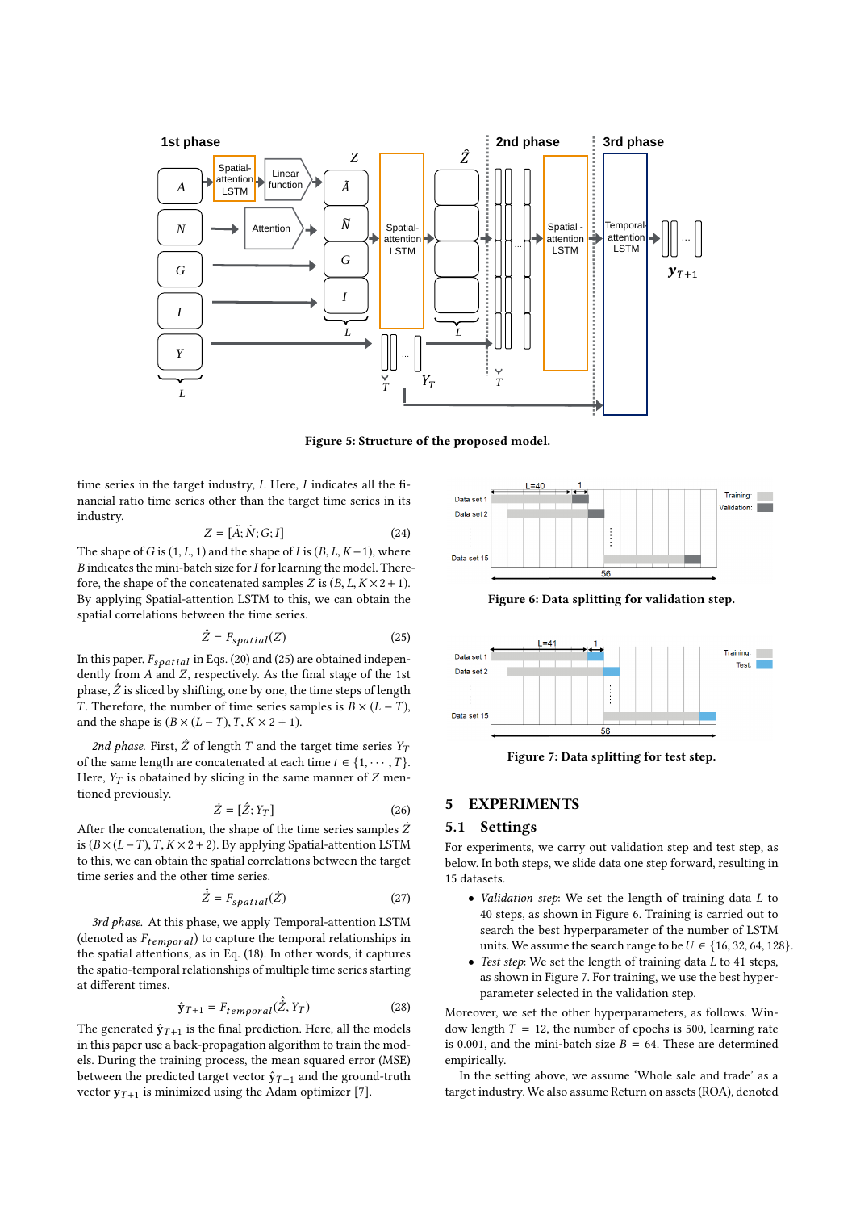Figure 5: Structure of the proposed model.

time series in the target industry, $I$. Here, $I$ indicates all the financial ratio time series other than the target time series in its industry.

$$Z = [\tilde{A}; \tilde{N}; G; I] \tag{24}$$

The shape of $G$ is $(1, L, 1)$ and the shape of $I$ is $(B, L, K-1)$, where $B$ indicates the mini-batch size for $I$ for learning the model. Therefore, the shape of the concatenated samples $Z$ is $(B, L, K \times 2 + 1)$. By applying Spatial-attention LSTM to this, we can obtain the spatial correlations between the time series.

$$\hat{Z} = F_{spatial}(Z) \tag{25}$$

In this paper, $F_{spatial}$ in Eqs. (20) and (25) are obtained independently from $A$ and $Z$, respectively. As the final stage of the 1st phase, $\hat{Z}$ is sliced by shifting, one by one, the time steps of length $T$. Therefore, the number of time series samples is $B \times (L - T)$, and the shape is $(B \times (L - T), T, K \times 2 + 1)$.

*2nd phase.* First, $\hat{Z}$ of length $T$ and the target time series $Y_T$ of the same length are concatenated at each time $t \in \{1, \cdots, T\}$. Here, $Y_T$ is obtained by slicing in the same manner of $Z$ mentioned previously.

$$\dot{Z} = [\hat{Z}; Y_T] \tag{26}$$

After the concatenation, the shape of the time series samples $\dot{Z}$ is $(B \times (L - T), T, K \times 2 + 2)$. By applying Spatial-attention LSTM to this, we can obtain the spatial correlations between the target time series and the other time series.

$$\hat{\dot{Z}} = F_{spatial}(\dot{Z}) \tag{27}$$

*3rd phase.* At this phase, we apply Temporal-attention LSTM (denoted as $F_{temporal}$) to capture the temporal relationships in the spatial attentions, as in Eq. (18). In other words, it captures the spatio-temporal relationships of multiple time series starting at different times.

$$\hat{\mathbf{y}}_{T+1} = F_{temporal}(\hat{\dot{Z}}, Y_T) \tag{28}$$

The generated $\hat{\mathbf{y}}_{T+1}$ is the final prediction. Here, all the models in this paper use a back-propagation algorithm to train the models. During the training process, the mean squared error (MSE) between the predicted target vector $\hat{\mathbf{y}}_{T+1}$ and the ground-truth vector $\mathbf{y}_{T+1}$ is minimized using the Adam optimizer [7].

Figure 6: Data splitting for validation step.

Figure 7: Data splitting for test step.

## 5 EXPERIMENTS

### 5.1 Settings

For experiments, we carry out validation step and test step, as below. In both steps, we slide data one step forward, resulting in 15 datasets.

- *Validation step*: We set the length of training data $L$ to 40 steps, as shown in Figure 6. Training is carried out to search the best hyperparameter of the number of LSTM units. We assume the search range to be $U \in \{16, 32, 64, 128\}$.
- *Test step*: We set the length of training data $L$ to 41 steps, as shown in Figure 7. For training, we use the best hyperparameter selected in the validation step.

Moreover, we set the other hyperparameters, as follows. Window length $T = 12$, the number of epochs is 500, learning rate is 0.001, and the mini-batch size $B = 64$. These are determined empirically.

In the setting above, we assume 'Whole sale and trade' as a target industry. We also assume Return on assets (ROA), denoted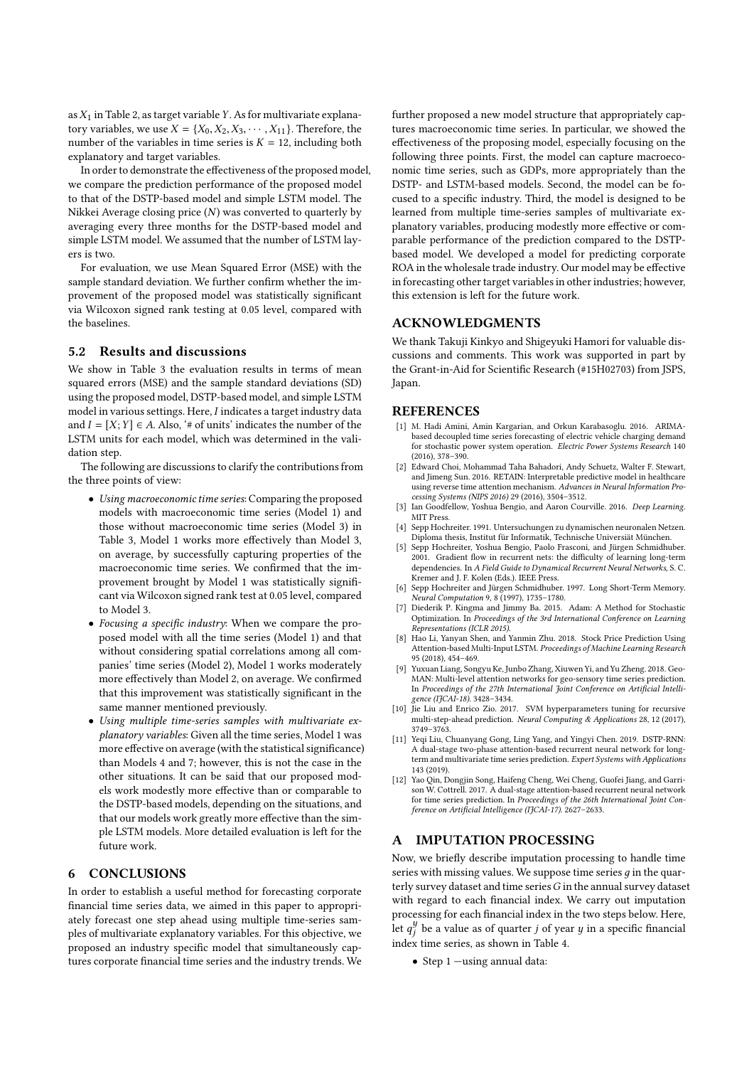as $X_1$ in Table 2, as target variable $Y$. As for multivariate explanatory variables, we use $X = \{X_0, X_2, X_3, \cdots, X_{11}\}$. Therefore, the number of the variables in time series is $K = 12$, including both explanatory and target variables.

In order to demonstrate the effectiveness of the proposed model, we compare the prediction performance of the proposed model to that of the DSTP-based model and simple LSTM model. The Nikkei Average closing price ($N$) was converted to quarterly by averaging every three months for the DSTP-based model and simple LSTM model. We assumed that the number of LSTM layers is two.

For evaluation, we use Mean Squared Error (MSE) with the sample standard deviation. We further confirm whether the improvement of the proposed model was statistically significant via Wilcoxon signed rank testing at 0.05 level, compared with the baselines.

## 5.2 Results and discussions

We show in Table 3 the evaluation results in terms of mean squared errors (MSE) and the sample standard deviations (SD) using the proposed model, DSTP-based model, and simple LSTM model in various settings. Here, $I$ indicates a target industry data and $I = [X; Y] \in A$. Also, '# of units' indicates the number of the LSTM units for each model, which was determined in the validation step.

The following are discussions to clarify the contributions from the three points of view:

- *Using macroeconomic time series*: Comparing the proposed models with macroeconomic time series (Model 1) and those without macroeconomic time series (Model 3) in Table 3, Model 1 works more effectively than Model 3, on average, by successfully capturing properties of the macroeconomic time series. We confirmed that the improvement brought by Model 1 was statistically significant via Wilcoxon signed rank test at 0.05 level, compared to Model 3.
- *Focusing a specific industry*: When we compare the proposed model with all the time series (Model 1) and that without considering spatial correlations among all companies' time series (Model 2), Model 1 works moderately more effectively than Model 2, on average. We confirmed that this improvement was statistically significant in the same manner mentioned previously.
- *Using multiple time-series samples with multivariate explanatory variables*: Given all the time series, Model 1 was more effective on average (with the statistical significance) than Models 4 and 7; however, this is not the case in the other situations. It can be said that our proposed models work modestly more effective than or comparable to the DSTP-based models, depending on the situations, and that our models work greatly more effective than the simple LSTM models. More detailed evaluation is left for the future work.

# 6 CONCLUSIONS

In order to establish a useful method for forecasting corporate financial time series data, we aimed in this paper to appropriately forecast one step ahead using multiple time-series samples of multivariate explanatory variables. For this objective, we proposed an industry specific model that simultaneously captures corporate financial time series and the industry trends. We further proposed a new model structure that appropriately captures macroeconomic time series. In particular, we showed the effectiveness of the proposing model, especially focusing on the following three points. First, the model can capture macroeconomic time series, such as GDPs, more appropriately than the DSTP- and LSTM-based models. Second, the model can be focused to a specific industry. Third, the model is designed to be learned from multiple time-series samples of multivariate explanatory variables, producing modestly more effective or comparable performance of the prediction compared to the DSTP-based model. We developed a model for predicting corporate ROA in the wholesale trade industry. Our model may be effective in forecasting other target variables in other industries; however, this extension is left for the future work.

# ACKNOWLEDGMENTS

We thank Takuji Kinkyo and Shigeyuki Hamori for valuable discussions and comments. This work was supported in part by the Grant-in-Aid for Scientific Research (#15H02703) from JSPS, Japan.

# REFERENCES

[1] M. Hadi Amini, Amin Kargarian, and Orkun Karabasoglu. 2016. ARIMA-based decoupled time series forecasting of electric vehicle charging demand for stochastic power system operation. *Electric Power Systems Research* 140 (2016), 378–390.

[2] Edward Choi, Mohammad Taha Bahadori, Andy Schuetz, Walter F. Stewart, and Jimeng Sun. 2016. RETAIN: Interpretable predictive model in healthcare using reverse time attention mechanism. *Advances in Neural Information Processing Systems (NIPS 2016)* 29 (2016), 3504–3512.

[3] Ian Goodfellow, Yoshua Bengio, and Aaron Courville. 2016. *Deep Learning*. MIT Press.

[4] Sepp Hochreiter. 1991. Untersuchungen zu dynamischen neuronalen Netzen. Diploma thesis, Institut für Informatik, Technische Universiät München.

[5] Sepp Hochreiter, Yoshua Bengio, Paolo Frasconi, and Jürgen Schmidhuber. 2001. Gradient flow in recurrent nets: the difficulty of learning long-term dependencies. In *A Field Guide to Dynamical Recurrent Neural Networks*, S. C. Kremer and J. F. Kolen (Eds.). IEEE Press.

[6] Sepp Hochreiter and Jürgen Schmidhuber. 1997. Long Short-Term Memory. *Neural Computation* 9, 8 (1997), 1735–1780.

[7] Diederik P. Kingma and Jimmy Ba. 2015. Adam: A Method for Stochastic Optimization. In *Proceedings of the 3rd International Conference on Learning Representations (ICLR 2015)*.

[8] Hao Li, Yanyan Shen, and Yanmin Zhu. 2018. Stock Price Prediction Using Attention-based Multi-Input LSTM. *Proceedings of Machine Learning Research* 95 (2018), 454–469.

[9] Yuxuan Liang, Songyu Ke, Junbo Zhang, Xiuwen Yi, and Yu Zheng. 2018. GeoMAN: Multi-level attention networks for geo-sensory time series prediction. In *Proceedings of the 27th International Joint Conference on Artificial Intelligence (IJCAI-18)*. 3428–3434.

[10] Jie Liu and Enrico Zio. 2017. SVM hyperparameters tuning for recursive multi-step-ahead prediction. *Neural Computing & Applications* 28, 12 (2017), 3749–3763.

[11] Yeqi Liu, Chuanyang Gong, Ling Yang, and Yingyi Chen. 2019. DSTP-RNN: A dual-stage two-phase attention-based recurrent neural network for long-term and multivariate time series prediction. *Expert Systems with Applications* 143 (2019).

[12] Yao Qin, Dongjin Song, Haifeng Cheng, Wei Cheng, Guofei Jiang, and Garrison W. Cottrell. 2017. A dual-stage attention-based recurrent neural network for time series prediction. In *Proceedings of the 26th International Joint Conference on Artificial Intelligence (IJCAI-17)*. 2627–2633.

# A IMPUTATION PROCESSING

Now, we briefly describe imputation processing to handle time series with missing values. We suppose time series $g$ in the quarterly survey dataset and time series $G$ in the annual survey dataset with regard to each financial index. We carry out imputation processing for each financial index in the two steps below. Here, let $q_j^y$ be a value as of quarter $j$ of year $y$ in a specific financial index time series, as shown in Table 4.

- Step 1 —using annual data: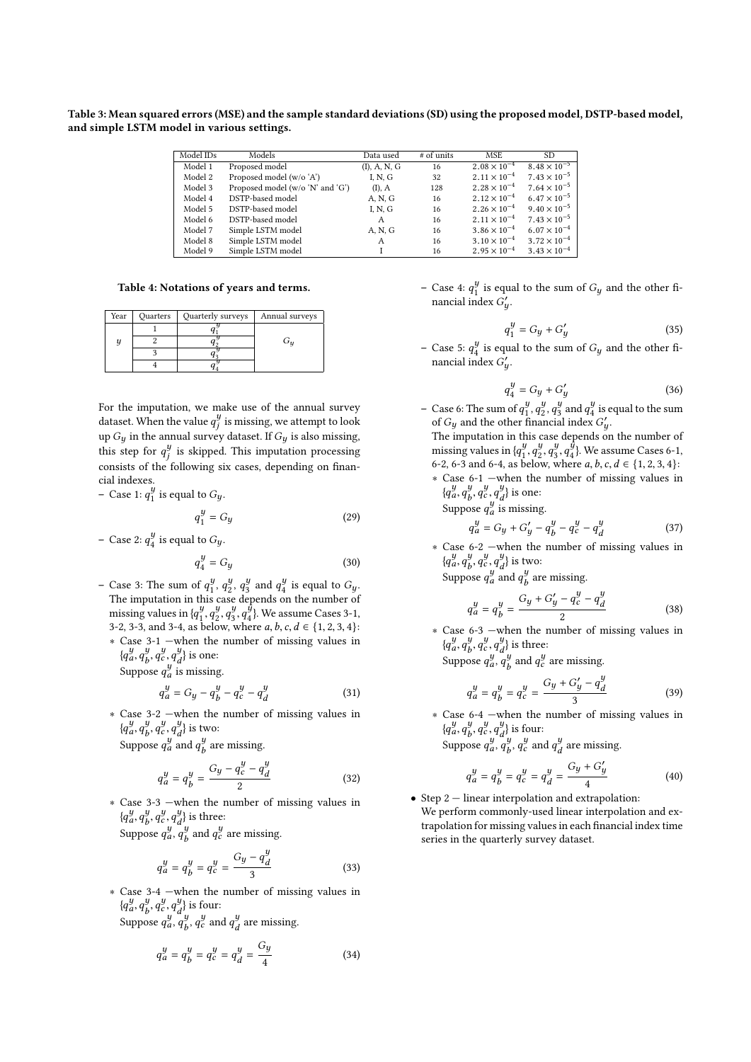**Table 3: Mean squared errors (MSE) and the sample standard deviations (SD) using the proposed model, DSTP-based model, and simple LSTM model in various settings.**

| Model IDs | Models | Data used | # of units | MSE | SD |
|---|---|---|---|---|---|
| Model 1 | Proposed model | (I), A, N, G | 16 | $2.08 \times 10^{-4}$ | $8.48 \times 10^{-5}$ |
| Model 2 | Proposed model (w/o 'A') | I, N, G | 32 | $2.11 \times 10^{-4}$ | $7.43 \times 10^{-5}$ |
| Model 3 | Proposed model (w/o 'N' and 'G') | (I), A | 128 | $2.28 \times 10^{-4}$ | $7.64 \times 10^{-5}$ |
| Model 4 | DSTP-based model | A, N, G | 16 | $2.12 \times 10^{-4}$ | $6.47 \times 10^{-5}$ |
| Model 5 | DSTP-based model | I, N, G | 16 | $2.26 \times 10^{-4}$ | $9.40 \times 10^{-5}$ |
| Model 6 | DSTP-based model | A | 16 | $2.11 \times 10^{-4}$ | $7.43 \times 10^{-5}$ |
| Model 7 | Simple LSTM model | A, N, G | 16 | $3.86 \times 10^{-4}$ | $6.07 \times 10^{-4}$ |
| Model 8 | Simple LSTM model | A | 16 | $3.10 \times 10^{-4}$ | $3.72 \times 10^{-4}$ |
| Model 9 | Simple LSTM model | I | 16 | $2.95 \times 10^{-4}$ | $3.43 \times 10^{-4}$ |

**Table 4: Notations of years and terms.**

| Year | Quarters | Quarterly surveys | Annual surveys |
|---|---|---|---|
| $y$ | 1 | $q_1^y$ | $G_y$ |
| | 2 | $q_2^y$ | |
| | 3 | $q_3^y$ | |
| | 4 | $q_4^y$ | |

For the imputation, we make use of the annual survey dataset. When the value $q_j^y$ is missing, we attempt to look up $G_y$ in the annual survey dataset. If $G_y$ is also missing, this step for $q_j^y$ is skipped. This imputation processing consists of the following six cases, depending on financial indexes.

- Case 1: $q_1^y$ is equal to $G_y$.

$$q_1^y = G_y \tag{29}$$

- Case 2: $q_4^y$ is equal to $G_y$.

$$q_4^y = G_y \tag{30}$$

- Case 3: The sum of $q_1^y$, $q_2^y$, $q_3^y$ and $q_4^y$ is equal to $G_y$. The imputation in this case depends on the number of missing values in $\{q_1^y, q_2^y, q_3^y, q_4^y\}$. We assume Cases 3-1, 3-2, 3-3, and 3-4, as below, where $a, b, c, d \in \{1, 2, 3, 4\}$:
  - Case 3-1 —when the number of missing values in $\{q_a^y, q_b^y, q_c^y, q_d^y\}$ is one:
    Suppose $q_a^y$ is missing.

$$q_a^y = G_y - q_b^y - q_c^y - q_d^y \tag{31}$$

  - Case 3-2 —when the number of missing values in $\{q_a^y, q_b^y, q_c^y, q_d^y\}$ is two:
    Suppose $q_a^y$ and $q_b^y$ are missing.

$$q_a^y = q_b^y = \frac{G_y - q_c^y - q_d^y}{2} \tag{32}$$

  - Case 3-3 —when the number of missing values in $\{q_a^y, q_b^y, q_c^y, q_d^y\}$ is three:
    Suppose $q_a^y$, $q_b^y$ and $q_c^y$ are missing.

$$q_a^y = q_b^y = q_c^y = \frac{G_y - q_d^y}{3} \tag{33}$$

  - Case 3-4 —when the number of missing values in $\{q_a^y, q_b^y, q_c^y, q_d^y\}$ is four:
    Suppose $q_a^y$, $q_b^y$, $q_c^y$ and $q_d^y$ are missing.

$$q_a^y = q_b^y = q_c^y = q_d^y = \frac{G_y}{4} \tag{34}$$

- Case 4: $q_1^y$ is equal to the sum of $G_y$ and the other financial index $G_y'$.

$$q_1^y = G_y + G_y' \tag{35}$$

- Case 5: $q_4^y$ is equal to the sum of $G_y$ and the other financial index $G_y'$.

$$q_4^y = G_y + G_y' \tag{36}$$

- Case 6: The sum of $q_1^y$, $q_2^y$, $q_3^y$ and $q_4^y$ is equal to the sum of $G_y$ and the other financial index $G_y'$.
  The imputation in this case depends on the number of missing values in $\{q_1^y, q_2^y, q_3^y, q_4^y\}$. We assume Cases 6-1, 6-2, 6-3 and 6-4, as below, where $a, b, c, d \in \{1, 2, 3, 4\}$:
  - Case 6-1 —when the number of missing values in $\{q_a^y, q_b^y, q_c^y, q_d^y\}$ is one:
    Suppose $q_a^y$ is missing.

$$q_a^y = G_y + G_y' - q_b^y - q_c^y - q_d^y \tag{37}$$

  - Case 6-2 —when the number of missing values in $\{q_a^y, q_b^y, q_c^y, q_d^y\}$ is two:
    Suppose $q_a^y$ and $q_b^y$ are missing.

$$q_a^y = q_b^y = \frac{G_y + G_y' - q_c^y - q_d^y}{2} \tag{38}$$

  - Case 6-3 —when the number of missing values in $\{q_a^y, q_b^y, q_c^y, q_d^y\}$ is three:
    Suppose $q_a^y$, $q_b^y$ and $q_c^y$ are missing.

$$q_a^y = q_b^y = q_c^y = \frac{G_y + G_y' - q_d^y}{3} \tag{39}$$

  - Case 6-4 —when the number of missing values in $\{q_a^y, q_b^y, q_c^y, q_d^y\}$ is four:
    Suppose $q_a^y$, $q_b^y$, $q_c^y$ and $q_d^y$ are missing.

$$q_a^y = q_b^y = q_c^y = q_d^y = \frac{G_y + G_y'}{4} \tag{40}$$

- Step 2 — linear interpolation and extrapolation:
  We perform commonly-used linear interpolation and extrapolation for missing values in each financial index time series in the quarterly survey dataset.